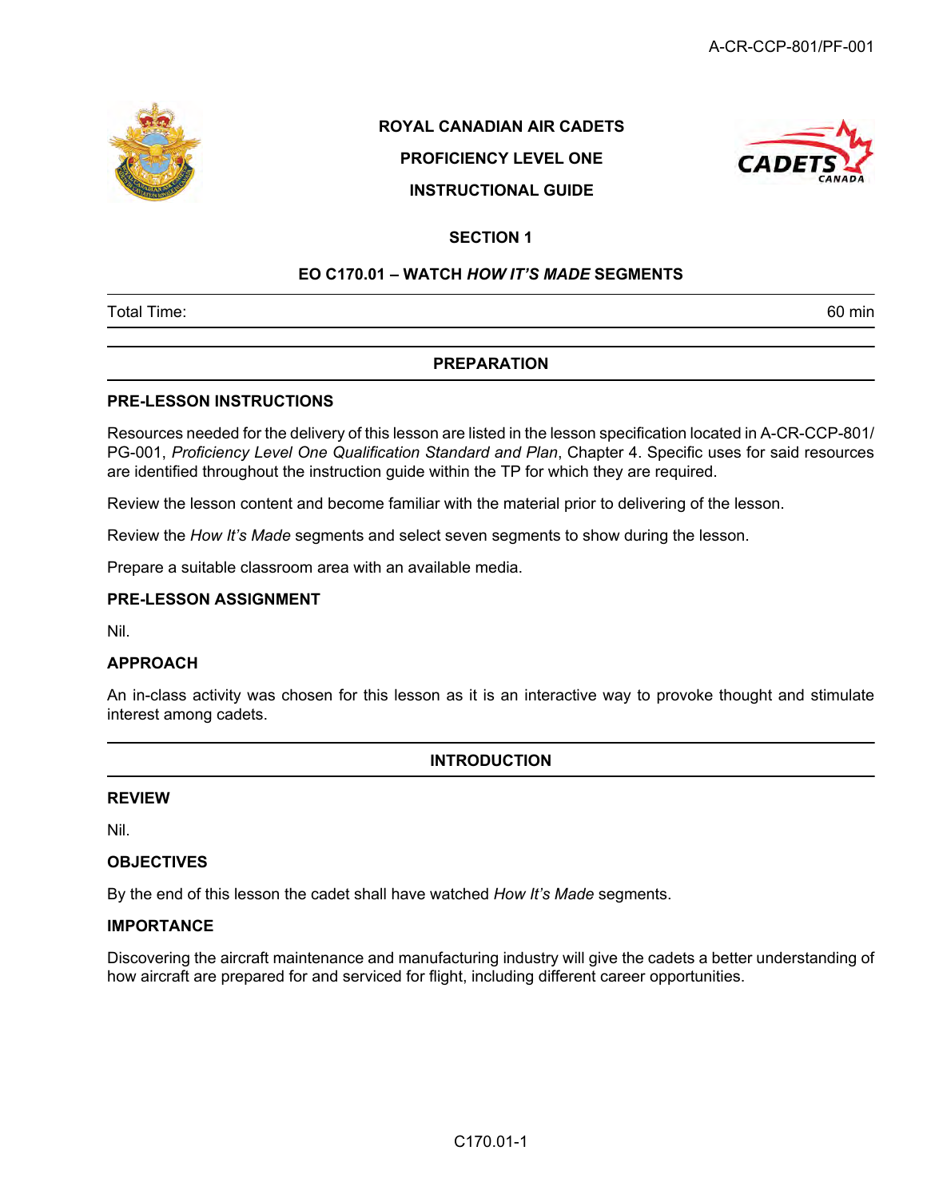# ROYAL CANADIAN AIR CADETS

# PROFICIENCY LEVEL ONE

# INSTRUCTIONAL GUIDE

## SECTION 1

## EO C170.01 – WATCH *HOW IT'S MADE* SEGMENTS

| Total Time: | 60 min |
|---|---|

## PREPARATION

### PRE-LESSON INSTRUCTIONS

Resources needed for the delivery of this lesson are listed in the lesson specification located in A-CR-CCP-801/PG-001, *Proficiency Level One Qualification Standard and Plan*, Chapter 4. Specific uses for said resources are identified throughout the instruction guide within the TP for which they are required.

Review the lesson content and become familiar with the material prior to delivering of the lesson.

Review the *How It's Made* segments and select seven segments to show during the lesson.

Prepare a suitable classroom area with an available media.

### PRE-LESSON ASSIGNMENT

Nil.

### APPROACH

An in-class activity was chosen for this lesson as it is an interactive way to provoke thought and stimulate interest among cadets.

## INTRODUCTION

### REVIEW

Nil.

### OBJECTIVES

By the end of this lesson the cadet shall have watched *How It's Made* segments.

### IMPORTANCE

Discovering the aircraft maintenance and manufacturing industry will give the cadets a better understanding of how aircraft are prepared for and serviced for flight, including different career opportunities.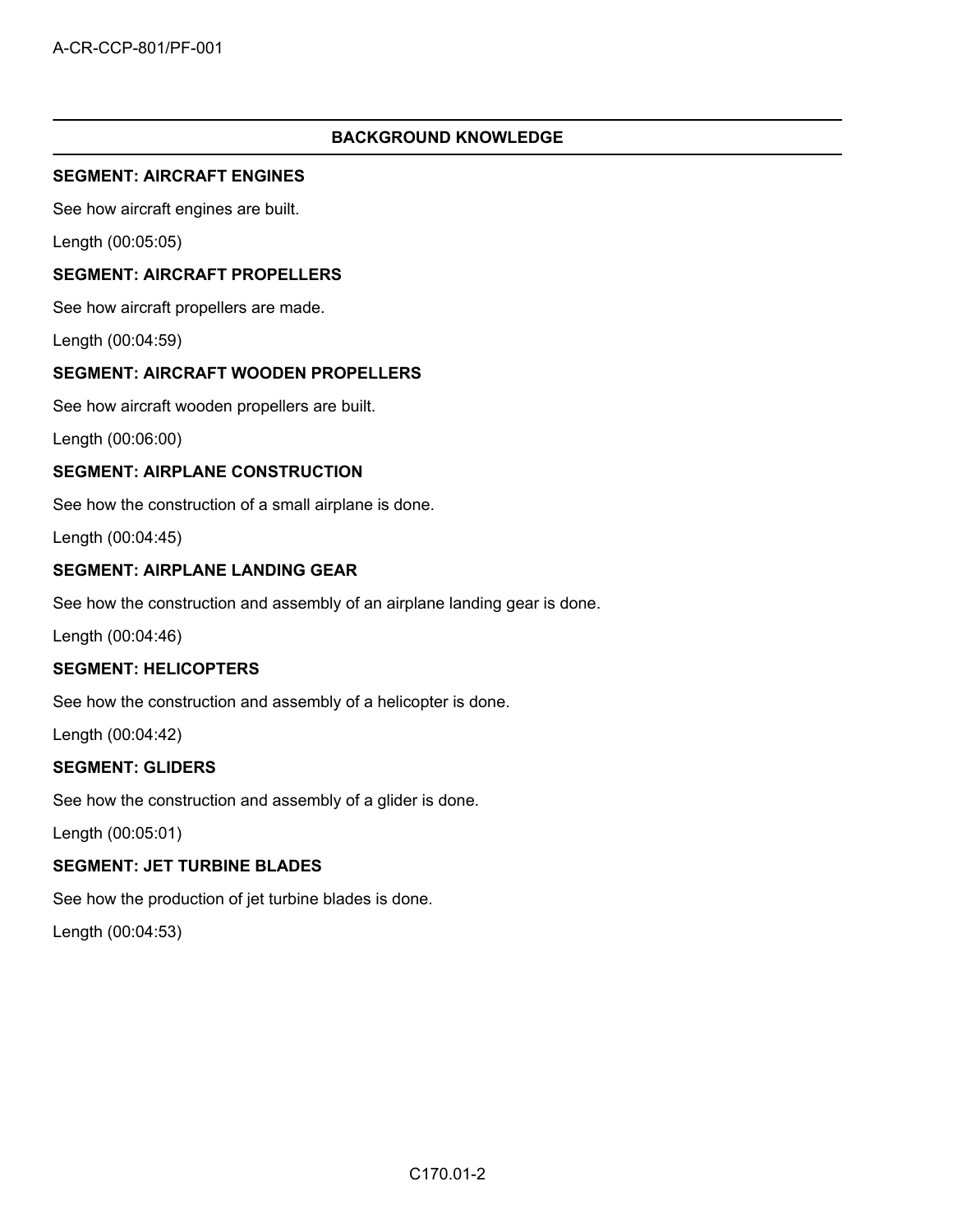## BACKGROUND KNOWLEDGE

**SEGMENT: AIRCRAFT ENGINES**

See how aircraft engines are built.

Length (00:05:05)

**SEGMENT: AIRCRAFT PROPELLERS**

See how aircraft propellers are made.

Length (00:04:59)

**SEGMENT: AIRCRAFT WOODEN PROPELLERS**

See how aircraft wooden propellers are built.

Length (00:06:00)

**SEGMENT: AIRPLANE CONSTRUCTION**

See how the construction of a small airplane is done.

Length (00:04:45)

**SEGMENT: AIRPLANE LANDING GEAR**

See how the construction and assembly of an airplane landing gear is done.

Length (00:04:46)

**SEGMENT: HELICOPTERS**

See how the construction and assembly of a helicopter is done.

Length (00:04:42)

**SEGMENT: GLIDERS**

See how the construction and assembly of a glider is done.

Length (00:05:01)

**SEGMENT: JET TURBINE BLADES**

See how the production of jet turbine blades is done.

Length (00:04:53)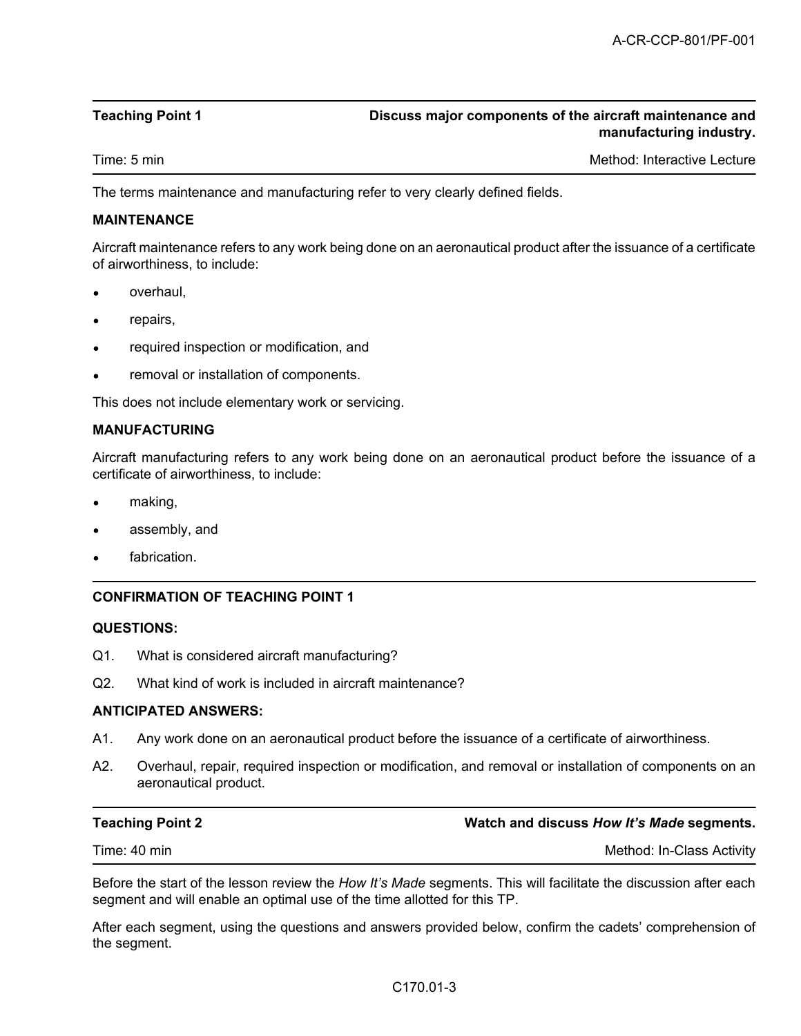| Teaching Point 1 | Discuss major components of the aircraft maintenance and manufacturing industry. |
|---|---|
| Time: 5 min | Method: Interactive Lecture |

The terms maintenance and manufacturing refer to very clearly defined fields.

**MAINTENANCE**

Aircraft maintenance refers to any work being done on an aeronautical product after the issuance of a certificate of airworthiness, to include:

- overhaul,
- repairs,
- required inspection or modification, and
- removal or installation of components.

This does not include elementary work or servicing.

**MANUFACTURING**

Aircraft manufacturing refers to any work being done on an aeronautical product before the issuance of a certificate of airworthiness, to include:

- making,
- assembly, and
- fabrication.

**CONFIRMATION OF TEACHING POINT 1**

**QUESTIONS:**

Q1. What is considered aircraft manufacturing?

Q2. What kind of work is included in aircraft maintenance?

**ANTICIPATED ANSWERS:**

A1. Any work done on an aeronautical product before the issuance of a certificate of airworthiness.

A2. Overhaul, repair, required inspection or modification, and removal or installation of components on an aeronautical product.

| Teaching Point 2 | Watch and discuss *How It's Made* segments. |
|---|---|
| Time: 40 min | Method: In-Class Activity |

Before the start of the lesson review the *How It's Made* segments. This will facilitate the discussion after each segment and will enable an optimal use of the time allotted for this TP.

After each segment, using the questions and answers provided below, confirm the cadets' comprehension of the segment.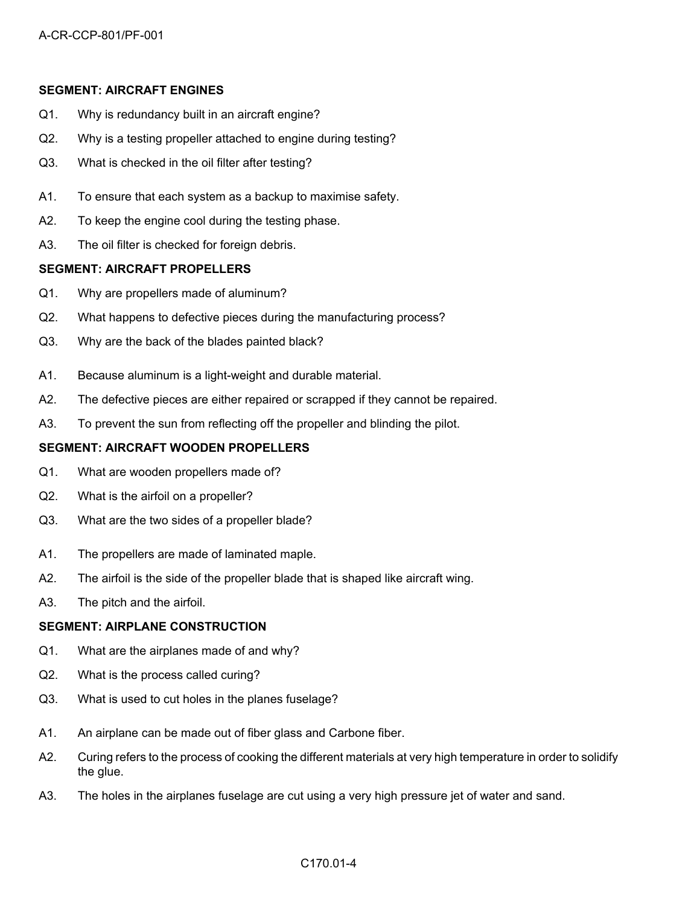**SEGMENT: AIRCRAFT ENGINES**

Q1. Why is redundancy built in an aircraft engine?

Q2. Why is a testing propeller attached to engine during testing?

Q3. What is checked in the oil filter after testing?

A1. To ensure that each system as a backup to maximise safety.

A2. To keep the engine cool during the testing phase.

A3. The oil filter is checked for foreign debris.

**SEGMENT: AIRCRAFT PROPELLERS**

Q1. Why are propellers made of aluminum?

Q2. What happens to defective pieces during the manufacturing process?

Q3. Why are the back of the blades painted black?

A1. Because aluminum is a light-weight and durable material.

A2. The defective pieces are either repaired or scrapped if they cannot be repaired.

A3. To prevent the sun from reflecting off the propeller and blinding the pilot.

**SEGMENT: AIRCRAFT WOODEN PROPELLERS**

Q1. What are wooden propellers made of?

Q2. What is the airfoil on a propeller?

Q3. What are the two sides of a propeller blade?

A1. The propellers are made of laminated maple.

A2. The airfoil is the side of the propeller blade that is shaped like aircraft wing.

A3. The pitch and the airfoil.

**SEGMENT: AIRPLANE CONSTRUCTION**

Q1. What are the airplanes made of and why?

Q2. What is the process called curing?

Q3. What is used to cut holes in the planes fuselage?

A1. An airplane can be made out of fiber glass and Carbone fiber.

A2. Curing refers to the process of cooking the different materials at very high temperature in order to solidify the glue.

A3. The holes in the airplanes fuselage are cut using a very high pressure jet of water and sand.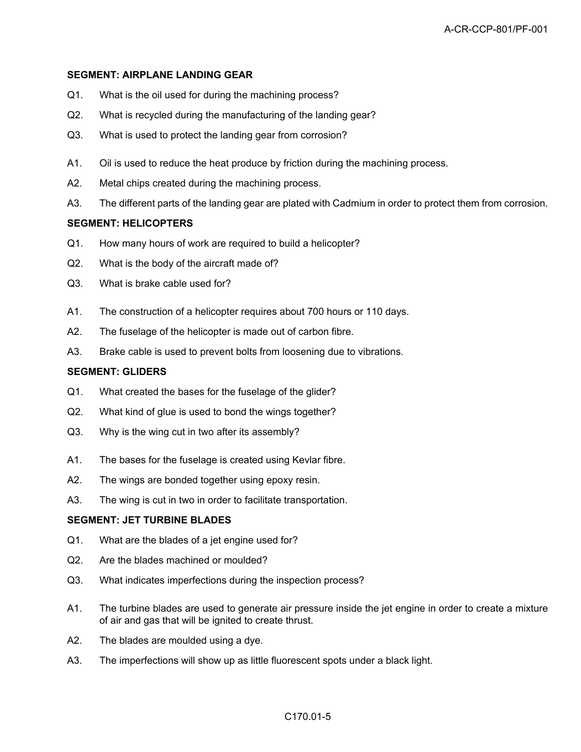**SEGMENT: AIRPLANE LANDING GEAR**

Q1. What is the oil used for during the machining process?

Q2. What is recycled during the manufacturing of the landing gear?

Q3. What is used to protect the landing gear from corrosion?

A1. Oil is used to reduce the heat produce by friction during the machining process.

A2. Metal chips created during the machining process.

A3. The different parts of the landing gear are plated with Cadmium in order to protect them from corrosion.

**SEGMENT: HELICOPTERS**

Q1. How many hours of work are required to build a helicopter?

Q2. What is the body of the aircraft made of?

Q3. What is brake cable used for?

A1. The construction of a helicopter requires about 700 hours or 110 days.

A2. The fuselage of the helicopter is made out of carbon fibre.

A3. Brake cable is used to prevent bolts from loosening due to vibrations.

**SEGMENT: GLIDERS**

Q1. What created the bases for the fuselage of the glider?

Q2. What kind of glue is used to bond the wings together?

Q3. Why is the wing cut in two after its assembly?

A1. The bases for the fuselage is created using Kevlar fibre.

A2. The wings are bonded together using epoxy resin.

A3. The wing is cut in two in order to facilitate transportation.

**SEGMENT: JET TURBINE BLADES**

Q1. What are the blades of a jet engine used for?

Q2. Are the blades machined or moulded?

Q3. What indicates imperfections during the inspection process?

A1. The turbine blades are used to generate air pressure inside the jet engine in order to create a mixture of air and gas that will be ignited to create thrust.

A2. The blades are moulded using a dye.

A3. The imperfections will show up as little fluorescent spots under a black light.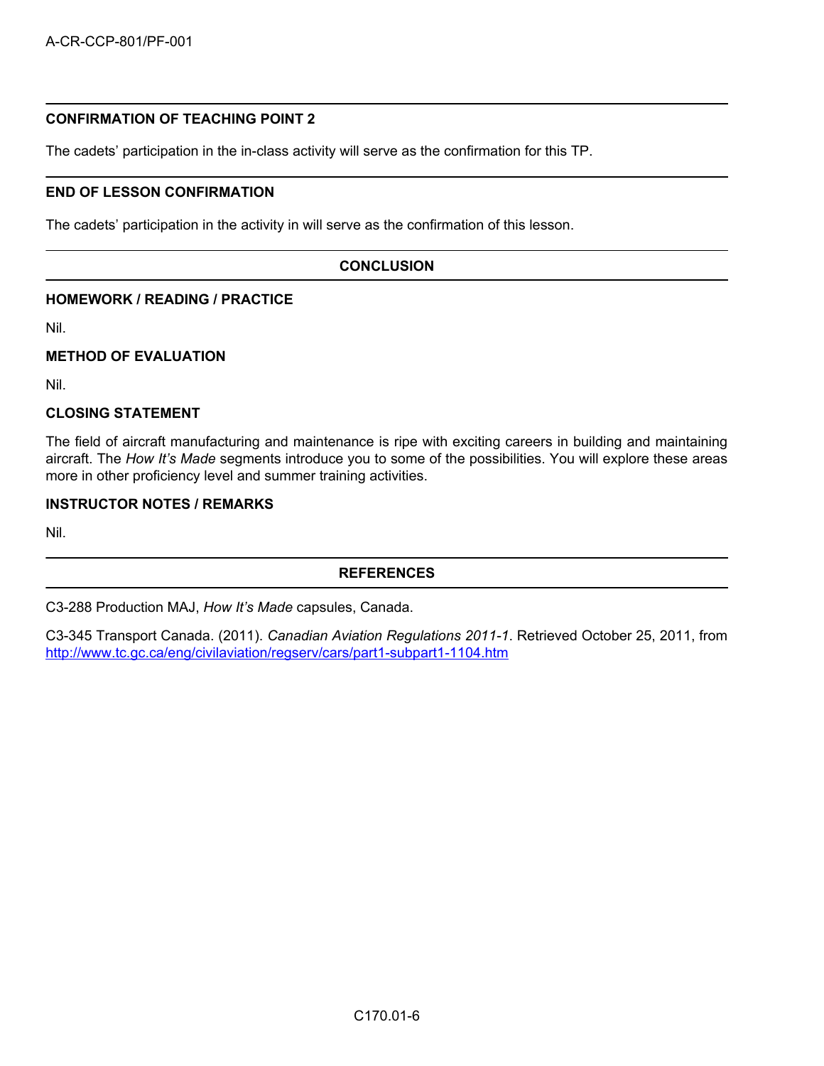## CONFIRMATION OF TEACHING POINT 2

The cadets' participation in the in-class activity will serve as the confirmation for this TP.

## END OF LESSON CONFIRMATION

The cadets' participation in the activity in will serve as the confirmation of this lesson.

## CONCLUSION

### HOMEWORK / READING / PRACTICE

Nil.

### METHOD OF EVALUATION

Nil.

### CLOSING STATEMENT

The field of aircraft manufacturing and maintenance is ripe with exciting careers in building and maintaining aircraft. The *How It's Made* segments introduce you to some of the possibilities. You will explore these areas more in other proficiency level and summer training activities.

### INSTRUCTOR NOTES / REMARKS

Nil.

## REFERENCES

C3-288 Production MAJ, *How It's Made* capsules, Canada.

C3-345 Transport Canada. (2011). *Canadian Aviation Regulations 2011-1*. Retrieved October 25, 2011, from http://www.tc.gc.ca/eng/civilaviation/regserv/cars/part1-subpart1-1104.htm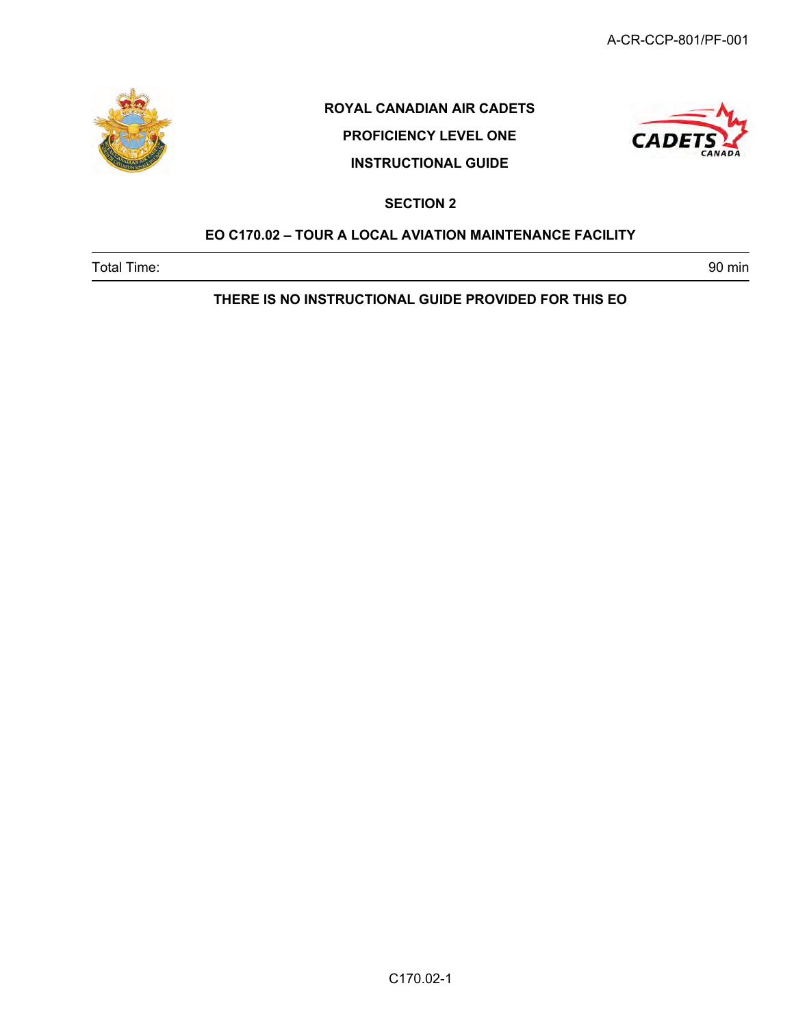**ROYAL CANADIAN AIR CADETS**

**PROFICIENCY LEVEL ONE**

**INSTRUCTIONAL GUIDE**

## SECTION 2

## EO C170.02 – TOUR A LOCAL AVIATION MAINTENANCE FACILITY

| Total Time: | 90 min |
|---|---|

**THERE IS NO INSTRUCTIONAL GUIDE PROVIDED FOR THIS EO**